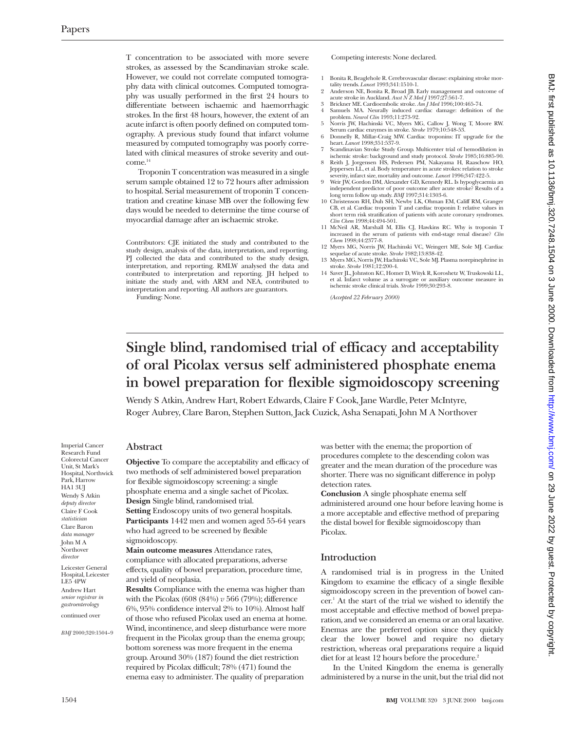T concentration to be associated with more severe strokes, as assessed by the Scandinavian stroke scale. However, we could not correlate computed tomography data with clinical outcomes. Computed tomography was usually performed in the first 24 hours to differentiate between ischaemic and haemorrhagic strokes. In the first 48 hours, however, the extent of an acute infarct is often poorly defined on computed tomography. A previous study found that infarct volume measured by computed tomography was poorly correlated with clinical measures of stroke severity and outcome.[14]

Troponin T concentration was measured in a single serum sample obtained 12 to 72 hours after admission to hospital. Serial measurement of troponin T concentration and creatine kinase MB over the following few days would be needed to determine the time course of myocardial damage after an ischaemic stroke.

Contributors: CJE initiated the study and contributed to the study design, analysis of the data, interpretation, and reporting. PJ collected the data and contributed to the study design, interpretation, and reporting. RMLW analysed the data and contributed to interpretation and reporting. JH helped to initiate the study and, with ARM and NEA, contributed to interpretation and reporting. All authors are guarantors.

Funding: None.

Competing interests: None declared.

1. Bonita R, Beaglehole R. Cerebrovascular disease: explaining stroke mortality trends. *Lancet* 1993;341:1510-1.
2. Anderson NE, Bonita R, Broad JB. Early management and outcome of acute stroke in Auckland. *Aust N Z Med J* 1997;27:561-7.
3. Brickner ME. Cardioembolic stroke. *Am J Med* 1996;100:465-74.
4. Samuels MA. Neurally induced cardiac damage: definition of the problem. *Neurol Clin* 1993;11:273-92.
5. Norris JW, Hachinski VC, Myers MG, Callow J, Wong T, Moore RW. Serum cardiac enzymes in stroke. *Stroke* 1979;10:548-53.
6. Donnelly R, Millar-Craig MW. Cardiac troponins: IT upgrade for the heart. *Lancet* 1998;351:537-9.
7. Scandinavian Stroke Study Group. Multicenter trial of hemodilution in ischemic stroke: background and study protocol. *Stroke* 1985;16:885-90.
8. Reith J, Jorgensen HS, Pedersen PM, Nakayama H, Raaschow HO, Jeppersen LL, et al. Body temperature in acute strokes: relation to stroke severity, infarct size, mortality and outcome. *Lancet* 1996;347:422-5.
9. Weir JW, Gordon DM, Alexander GD, Kennedy RL. Is hypoglycaemia an independent predictor of poor outcome after acute stroke? Results of a long term follow up study. *BMJ* 1997;314:1303-6.
10. Christenson RH, Duh SH, Newby LK, Ohman EM, Califf RM, Granger CB, et al. Cardiac troponin T and cardiac troponin I: relative values in short term risk stratification of patients with acute coronary syndromes. *Clin Chem* 1998;44:494-501.
11. McNeil AR, Marshall M, Ellis CJ, Hawkins RC. Why is troponin T increased in the serum of patients with end-stage renal disease? *Clin Chem* 1998;44:2377-8.
12. Myers MG, Norris JW, Hachinski VC, Weingert ME, Sole MJ. Cardiac sequelae of acute stroke. *Stroke* 1982;13:838-42.
13. Myers MG, Norris JW, Hachinski VC, Sole MJ. Plasma norepinephrine in stroke. *Stroke* 1981;12:200-4.
14. Saver JL, Johnston KC, Homer D, Wityk R, Koroshetz W, Truskowski LL, et al. Infarct volume as a surrogate or auxiliary outcome measure in ischemic stroke clinical trials. *Stroke* 1999;30:293-8.

*(Accepted 22 February 2000)*

# Single blind, randomised trial of efficacy and acceptability of oral Picolax versus self administered phosphate enema in bowel preparation for flexible sigmoidoscopy screening

Wendy S Atkin, Andrew Hart, Robert Edwards, Claire F Cook, Jane Wardle, Peter McIntyre, Roger Aubrey, Clare Baron, Stephen Sutton, Jack Cuzick, Asha Senapati, John M A Northover

Imperial Cancer Research Fund Colorectal Cancer Unit, St Mark's Hospital, Northwick Park, Harrow HA1 3UJ
Wendy S Atkin *deputy director*
Claire F Cook *statistician*
Clare Baron *data manager*
John M A Northover *director*

Leicester General Hospital, Leicester LE5 4PW
Andrew Hart *senior registrar in gastroenterology*

continued over

## Abstract

**Objective** To compare the acceptability and efficacy of two methods of self administered bowel preparation for flexible sigmoidoscopy screening: a single phosphate enema and a single sachet of Picolax.

**Design** Single blind, randomised trial.

**Setting** Endoscopy units of two general hospitals.

**Participants** 1442 men and women aged 55-64 years who had agreed to be screened by flexible sigmoidoscopy.

**Main outcome measures** Attendance rates, compliance with allocated preparations, adverse effects, quality of bowel preparation, procedure time, and yield of neoplasia.

**Results** Compliance with the enema was higher than with the Picolax (608 (84%) *v* 566 (79%); difference 6%, 95% confidence interval 2% to 10%). Almost half of those who refused Picolax used an enema at home. Wind, incontinence, and sleep disturbance were more frequent in the Picolax group than the enema group; bottom soreness was more frequent in the enema group. Around 30% (187) found the diet restriction required by Picolax difficult; 78% (471) found the enema easy to administer. The quality of preparation was better with the enema; the proportion of procedures complete to the descending colon was greater and the mean duration of the procedure was shorter. There was no significant difference in polyp detection rates.

**Conclusion** A single phosphate enema self administered around one hour before leaving home is a more acceptable and effective method of preparing the distal bowel for flexible sigmoidoscopy than Picolax.

## Introduction

A randomised trial is in progress in the United Kingdom to examine the efficacy of a single flexible sigmoidoscopy screen in the prevention of bowel cancer.[1] At the start of the trial we wished to identify the most acceptable and effective method of bowel preparation, and we considered an enema or an oral laxative. Enemas are the preferred option since they quickly clear the lower bowel and require no dietary restriction, whereas oral preparations require a liquid diet for at least 12 hours before the procedure.[2]

In the United Kingdom the enema is generally administered by a nurse in the unit, but the trial did not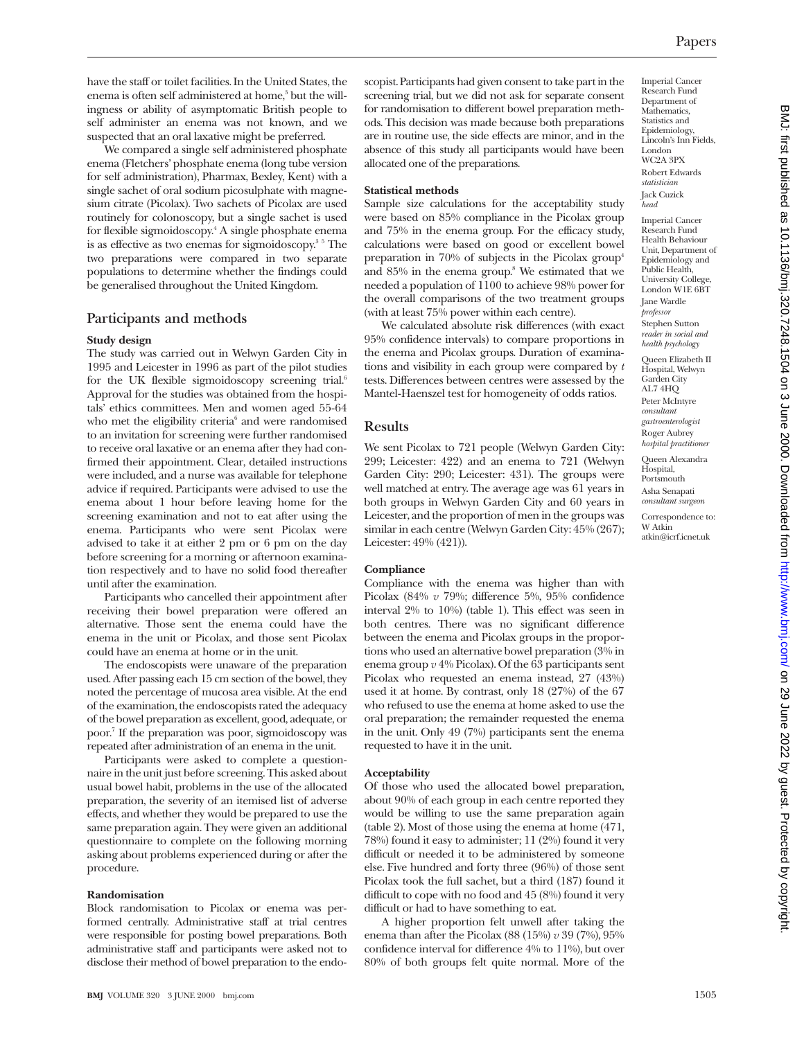have the staff or toilet facilities. In the United States, the enema is often self administered at home,[3] but the willingness or ability of asymptomatic British people to self administer an enema was not known, and we suspected that an oral laxative might be preferred.

We compared a single self administered phosphate enema (Fletchers' phosphate enema (long tube version for self administration), Pharmax, Bexley, Kent) with a single sachet of oral sodium picosulphate with magnesium citrate (Picolax). Two sachets of Picolax are used routinely for colonoscopy, but a single sachet is used for flexible sigmoidoscopy.[4] A single phosphate enema is as effective as two enemas for sigmoidoscopy.[3 5] The two preparations were compared in two separate populations to determine whether the findings could be generalised throughout the United Kingdom.

## Participants and methods

### Study design

The study was carried out in Welwyn Garden City in 1995 and Leicester in 1996 as part of the pilot studies for the UK flexible sigmoidoscopy screening trial.[6] Approval for the studies was obtained from the hospitals' ethics committees. Men and women aged 55-64 who met the eligibility criteria[6] and were randomised to an invitation for screening were further randomised to receive oral laxative or an enema after they had confirmed their appointment. Clear, detailed instructions were included, and a nurse was available for telephone advice if required. Participants were advised to use the enema about 1 hour before leaving home for the screening examination and not to eat after using the enema. Participants who were sent Picolax were advised to take it at either 2 pm or 6 pm on the day before screening for a morning or afternoon examination respectively and to have no solid food thereafter until after the examination.

Participants who cancelled their appointment after receiving their bowel preparation were offered an alternative. Those sent the enema could have the enema in the unit or Picolax, and those sent Picolax could have an enema at home or in the unit.

The endoscopists were unaware of the preparation used. After passing each 15 cm section of the bowel, they noted the percentage of mucosa area visible. At the end of the examination, the endoscopists rated the adequacy of the bowel preparation as excellent, good, adequate, or poor.[7] If the preparation was poor, sigmoidoscopy was repeated after administration of an enema in the unit.

Participants were asked to complete a questionnaire in the unit just before screening. This asked about usual bowel habit, problems in the use of the allocated preparation, the severity of an itemised list of adverse effects, and whether they would be prepared to use the same preparation again. They were given an additional questionnaire to complete on the following morning asking about problems experienced during or after the procedure.

### Randomisation

Block randomisation to Picolax or enema was performed centrally. Administrative staff at trial centres were responsible for posting bowel preparations. Both administrative staff and participants were asked not to disclose their method of bowel preparation to the endoscopist. Participants had given consent to take part in the screening trial, but we did not ask for separate consent for randomisation to different bowel preparation methods. This decision was made because both preparations are in routine use, the side effects are minor, and in the absence of this study all participants would have been allocated one of the preparations.

### Statistical methods

Sample size calculations for the acceptability study were based on 85% compliance in the Picolax group and 75% in the enema group. For the efficacy study, calculations were based on good or excellent bowel preparation in 70% of subjects in the Picolax group[4] and 85% in the enema group.[8] We estimated that we needed a population of 1100 to achieve 98% power for the overall comparisons of the two treatment groups (with at least 75% power within each centre).

We calculated absolute risk differences (with exact 95% confidence intervals) to compare proportions in the enema and Picolax groups. Duration of examinations and visibility in each group were compared by *t* tests. Differences between centres were assessed by the Mantel-Haenszel test for homogeneity of odds ratios.

## Results

We sent Picolax to 721 people (Welwyn Garden City: 299; Leicester: 422) and an enema to 721 (Welwyn Garden City: 290; Leicester: 431). The groups were well matched at entry. The average age was 61 years in both groups in Welwyn Garden City and 60 years in Leicester, and the proportion of men in the groups was similar in each centre (Welwyn Garden City: 45% (267); Leicester: 49% (421)).

### Compliance

Compliance with the enema was higher than with Picolax (84% *v* 79%; difference 5%, 95% confidence interval 2% to 10%) (table 1). This effect was seen in both centres. There was no significant difference between the enema and Picolax groups in the proportions who used an alternative bowel preparation (3% in enema group *v* 4% Picolax). Of the 63 participants sent Picolax who requested an enema instead, 27 (43%) used it at home. By contrast, only 18 (27%) of the 67 who refused to use the enema at home asked to use the oral preparation; the remainder requested the enema in the unit. Only 49 (7%) participants sent the enema requested to have it in the unit.

### Acceptability

Of those who used the allocated bowel preparation, about 90% of each group in each centre reported they would be willing to use the same preparation again (table 2). Most of those using the enema at home (471, 78%) found it easy to administer; 11 (2%) found it very difficult or needed it to be administered by someone else. Five hundred and forty three (96%) of those sent Picolax took the full sachet, but a third (187) found it difficult to cope with no food and 45 (8%) found it very difficult or had to have something to eat.

A higher proportion felt unwell after taking the enema than after the Picolax (88 (15%) *v* 39 (7%), 95% confidence interval for difference 4% to 11%), but over 80% of both groups felt quite normal. More of the

Imperial Cancer Research Fund Department of Mathematics, Statistics and Epidemiology, Lincoln's Inn Fields, London WC2A 3PX

Robert Edwards *statistician*

Jack Cuzick *head*

Imperial Cancer Research Fund Health Behaviour Unit, Department of Epidemiology and Public Health, University College, London W1E 6BT

Jane Wardle *professor*

Stephen Sutton *reader in social and health psychology*

Queen Elizabeth II Hospital, Welwyn Garden City AL7 4HQ

Peter McIntyre *consultant gastroenterologist*

Roger Aubrey *hospital practitioner*

Queen Alexandra Hospital, Portsmouth

Asha Senapati *consultant surgeon*

Correspondence to: W Atkin atkin@icrf.icnet.uk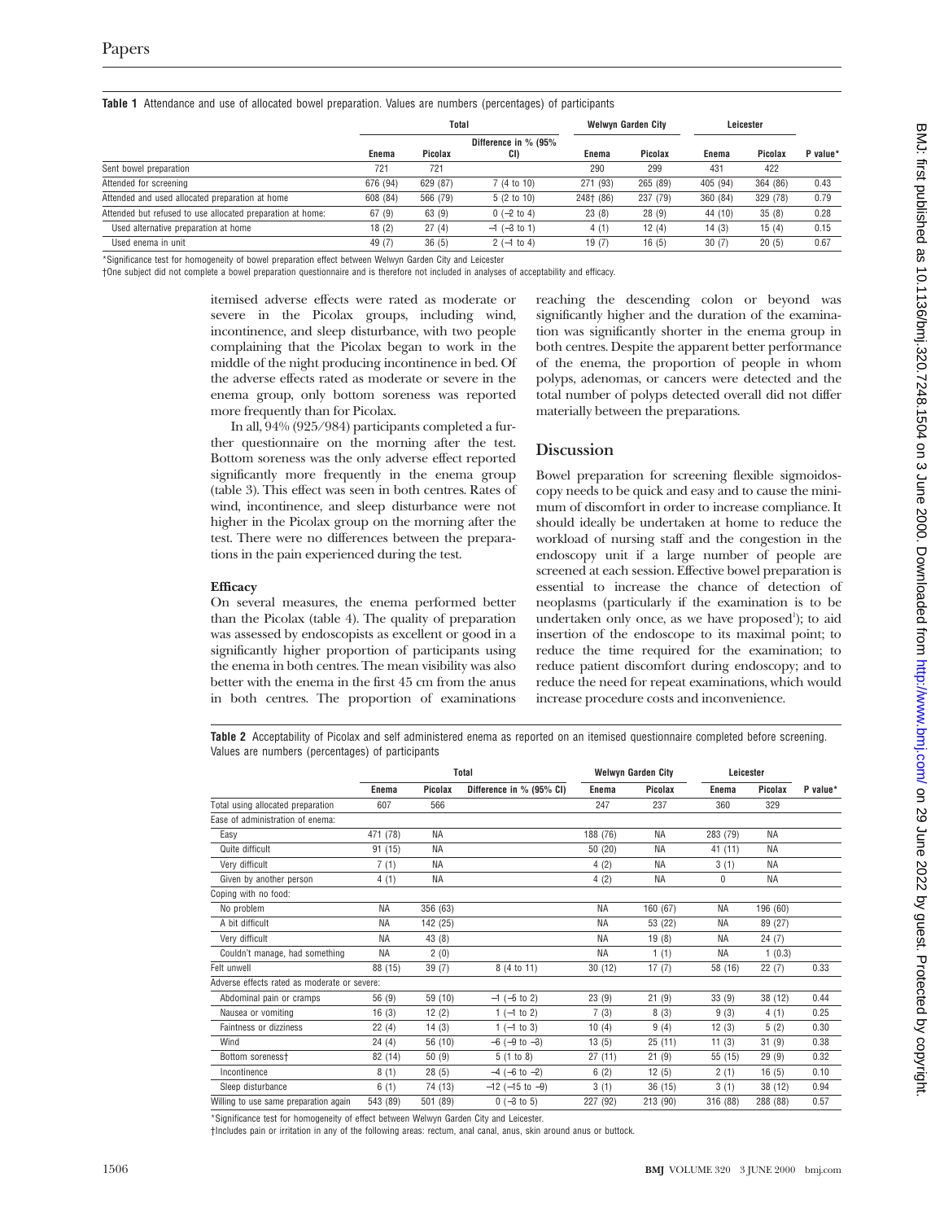**Table 1** Attendance and use of allocated bowel preparation. Values are numbers (percentages) of participants

| | Total | | | Welwyn Garden City | | Leicester | | |
|---|---|---|---|---|---|---|---|---|
| | Enema | Picolax | Difference in % (95% CI) | Enema | Picolax | Enema | Picolax | P value* |
| Sent bowel preparation | 721 | 721 | | 290 | 299 | 431 | 422 | |
| Attended for screening | 676 (94) | 629 (87) | 7 (4 to 10) | 271 (93) | 265 (89) | 405 (94) | 364 (86) | 0.43 |
| Attended and used allocated preparation at home | 608 (84) | 566 (79) | 5 (2 to 10) | 248† (86) | 237 (79) | 360 (84) | 329 (78) | 0.79 |
| Attended but refused to use allocated preparation at home: | 67 (9) | 63 (9) | 0 (−2 to 4) | 23 (8) | 28 (9) | 44 (10) | 35 (8) | 0.28 |
| Used alternative preparation at home | 18 (2) | 27 (4) | −1 (−3 to 1) | 4 (1) | 12 (4) | 14 (3) | 15 (4) | 0.15 |
| Used enema in unit | 49 (7) | 36 (5) | 2 (−1 to 4) | 19 (7) | 16 (5) | 30 (7) | 20 (5) | 0.67 |

*Significance test for homogeneity of bowel preparation effect between Welwyn Garden City and Leicester

†One subject did not complete a bowel preparation questionnaire and is therefore not included in analyses of acceptability and efficacy.

itemised adverse effects were rated as moderate or severe in the Picolax groups, including wind, incontinence, and sleep disturbance, with two people complaining that the Picolax began to work in the middle of the night producing incontinence in bed. Of the adverse effects rated as moderate or severe in the enema group, only bottom soreness was reported more frequently than for Picolax.

In all, 94% (925/984) participants completed a further questionnaire on the morning after the test. Bottom soreness was the only adverse effect reported significantly more frequently in the enema group (table 3). This effect was seen in both centres. Rates of wind, incontinence, and sleep disturbance were not higher in the Picolax group on the morning after the test. There were no differences between the preparations in the pain experienced during the test.

#### Efficacy

On several measures, the enema performed better than the Picolax (table 4). The quality of preparation was assessed by endoscopists as excellent or good in a significantly higher proportion of participants using the enema in both centres. The mean visibility was also better with the enema in the first 45 cm from the anus in both centres. The proportion of examinations reaching the descending colon or beyond was significantly higher and the duration of the examination was significantly shorter in the enema group in both centres. Despite the apparent better performance of the enema, the proportion of people in whom polyps, adenomas, or cancers were detected and the total number of polyps detected overall did not differ materially between the preparations.

## Discussion

Bowel preparation for screening flexible sigmoidoscopy needs to be quick and easy and to cause the minimum of discomfort in order to increase compliance. It should ideally be undertaken at home to reduce the workload of nursing staff and the congestion in the endoscopy unit if a large number of people are screened at each session. Effective bowel preparation is essential to increase the chance of detection of neoplasms (particularly if the examination is to be undertaken only once, as we have proposed[1]); to aid insertion of the endoscope to its maximal point; to reduce the time required for the examination; to reduce patient discomfort during endoscopy; and to reduce the need for repeat examinations, which would increase procedure costs and inconvenience.

**Table 2** Acceptability of Picolax and self administered enema as reported on an itemised questionnaire completed before screening. Values are numbers (percentages) of participants

| | Total | | | Welwyn Garden City | | Leicester | | |
|---|---|---|---|---|---|---|---|---|
| | Enema | Picolax | Difference in % (95% CI) | Enema | Picolax | Enema | Picolax | P value* |
| Total using allocated preparation | 607 | 566 | | 247 | 237 | 360 | 329 | |
| Ease of administration of enema: | | | | | | | | |
| Easy | 471 (78) | NA | | 188 (76) | NA | 283 (79) | NA | |
| Quite difficult | 91 (15) | NA | | 50 (20) | NA | 41 (11) | NA | |
| Very difficult | 7 (1) | NA | | 4 (2) | NA | 3 (1) | NA | |
| Given by another person | 4 (1) | NA | | 4 (2) | NA | 0 | NA | |
| Coping with no food: | | | | | | | | |
| No problem | NA | 356 (63) | | NA | 160 (67) | NA | 196 (60) | |
| A bit difficult | NA | 142 (25) | | NA | 53 (22) | NA | 89 (27) | |
| Very difficult | NA | 43 (8) | | NA | 19 (8) | NA | 24 (7) | |
| Couldn't manage, had something | NA | 2 (0) | | NA | 1 (1) | NA | 1 (0.3) | |
| Felt unwell | 88 (15) | 39 (7) | 8 (4 to 11) | 30 (12) | 17 (7) | 58 (16) | 22 (7) | 0.33 |
| Adverse effects rated as moderate or severe: | | | | | | | | |
| Abdominal pain or cramps | 56 (9) | 59 (10) | −1 (−5 to 2) | 23 (9) | 21 (9) | 33 (9) | 38 (12) | 0.44 |
| Nausea or vomiting | 16 (3) | 12 (2) | 1 (−1 to 2) | 7 (3) | 8 (3) | 9 (3) | 4 (1) | 0.25 |
| Faintness or dizziness | 22 (4) | 14 (3) | 1 (−1 to 3) | 10 (4) | 9 (4) | 12 (3) | 5 (2) | 0.30 |
| Wind | 24 (4) | 56 (10) | −6 (−9 to −3) | 13 (5) | 25 (11) | 11 (3) | 31 (9) | 0.38 |
| Bottom soreness† | 82 (14) | 50 (9) | 5 (1 to 8) | 27 (11) | 21 (9) | 55 (15) | 29 (9) | 0.32 |
| Incontinence | 8 (1) | 28 (5) | −4 (−6 to −2) | 6 (2) | 12 (5) | 2 (1) | 16 (5) | 0.10 |
| Sleep disturbance | 6 (1) | 74 (13) | −12 (−15 to −9) | 3 (1) | 36 (15) | 3 (1) | 38 (12) | 0.94 |
| Willing to use same preparation again | 543 (89) | 501 (89) | 0 (−3 to 5) | 227 (92) | 213 (90) | 316 (88) | 288 (88) | 0.57 |

*Significance test for homogeneity of effect between Welwyn Garden City and Leicester.

†Includes pain or irritation in any of the following areas: rectum, anal canal, anus, skin around anus or buttock.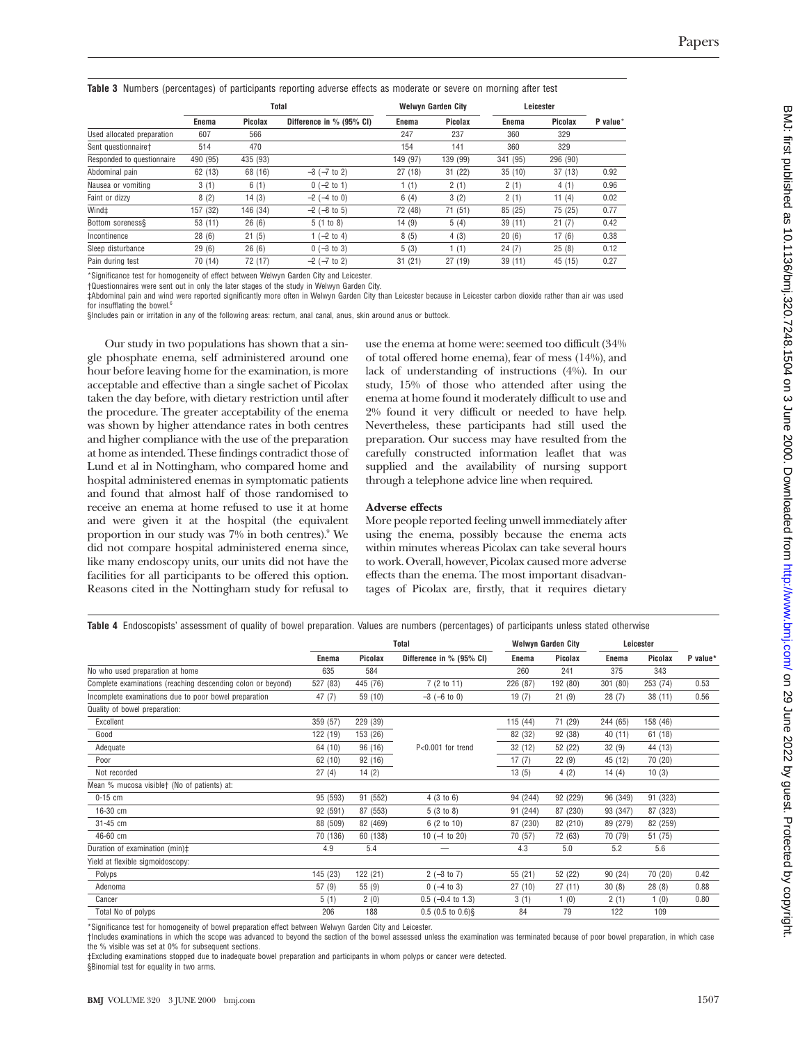**Table 3** Numbers (percentages) of participants reporting adverse effects as moderate or severe on morning after test

| | Total | | | Welwyn Garden City | | Leicester | | |
|---|---|---|---|---|---|---|---|---|
| | Enema | Picolax | Difference in % (95% CI) | Enema | Picolax | Enema | Picolax | P value* |
| Used allocated preparation | 607 | 566 | | 247 | 237 | 360 | 329 | |
| Sent questionnaire† | 514 | 470 | | 154 | 141 | 360 | 329 | |
| Responded to questionnaire | 490 (95) | 435 (93) | | 149 (97) | 139 (99) | 341 (95) | 296 (90) | |
| Abdominal pain | 62 (13) | 68 (16) | −3 (−7 to 2) | 27 (18) | 31 (22) | 35 (10) | 37 (13) | 0.92 |
| Nausea or vomiting | 3 (1) | 6 (1) | 0 (−2 to 1) | 1 (1) | 2 (1) | 2 (1) | 4 (1) | 0.96 |
| Faint or dizzy | 8 (2) | 14 (3) | −2 (−4 to 0) | 6 (4) | 3 (2) | 2 (1) | 11 (4) | 0.02 |
| Wind‡ | 157 (32) | 146 (34) | −2 (−8 to 5) | 72 (48) | 71 (51) | 85 (25) | 75 (25) | 0.77 |
| Bottom soreness§ | 53 (11) | 26 (6) | 5 (1 to 8) | 14 (9) | 5 (4) | 39 (11) | 21 (7) | 0.42 |
| Incontinence | 28 (6) | 21 (5) | 1 (−2 to 4) | 8 (5) | 4 (3) | 20 (6) | 17 (6) | 0.38 |
| Sleep disturbance | 29 (6) | 26 (6) | 0 (−3 to 3) | 5 (3) | 1 (1) | 24 (7) | 25 (8) | 0.12 |
| Pain during test | 70 (14) | 72 (17) | −2 (−7 to 2) | 31 (21) | 27 (19) | 39 (11) | 45 (15) | 0.27 |

*Significance test for homogeneity of effect between Welwyn Garden City and Leicester.
†Questionnaires were sent out in only the later stages of the study in Welwyn Garden City.
‡Abdominal pain and wind were reported significantly more often in Welwyn Garden City than Leicester because in Leicester carbon dioxide rather than air was used for insufflating the bowel.[6]
§Includes pain or irritation in any of the following areas: rectum, anal canal, anus, skin around anus or buttock.

Our study in two populations has shown that a single phosphate enema, self administered around one hour before leaving home for the examination, is more acceptable and effective than a single sachet of Picolax taken the day before, with dietary restriction until after the procedure. The greater acceptability of the enema was shown by higher attendance rates in both centres and higher compliance with the use of the preparation at home as intended. These findings contradict those of Lund et al in Nottingham, who compared home and hospital administered enemas in symptomatic patients and found that almost half of those randomised to receive an enema at home refused to use it at home and were given it at the hospital (the equivalent proportion in our study was 7% in both centres).[9] We did not compare hospital administered enema since, like many endoscopy units, our units did not have the facilities for all participants to be offered this option. Reasons cited in the Nottingham study for refusal to use the enema at home were: seemed too difficult (34% of total offered home enema), fear of mess (14%), and lack of understanding of instructions (4%). In our study, 15% of those who attended after using the enema at home found it moderately difficult to use and 2% found it very difficult or needed to have help. Nevertheless, these participants had still used the preparation. Our success may have resulted from the carefully constructed information leaflet that was supplied and the availability of nursing support through a telephone advice line when required.

### Adverse effects

More people reported feeling unwell immediately after using the enema, possibly because the enema acts within minutes whereas Picolax can take several hours to work. Overall, however, Picolax caused more adverse effects than the enema. The most important disadvantages of Picolax are, firstly, that it requires dietary

**Table 4** Endoscopists' assessment of quality of bowel preparation. Values are numbers (percentages) of participants unless stated otherwise

| | Total | | | Welwyn Garden City | | Leicester | | |
|---|---|---|---|---|---|---|---|---|
| | Enema | Picolax | Difference in % (95% CI) | Enema | Picolax | Enema | Picolax | P value* |
| No who used preparation at home | 635 | 584 | | 260 | 241 | 375 | 343 | |
| Complete examinations (reaching descending colon or beyond) | 527 (83) | 445 (76) | 7 (2 to 11) | 226 (87) | 192 (80) | 301 (80) | 253 (74) | 0.53 |
| Incomplete examinations due to poor bowel preparation | 47 (7) | 59 (10) | −3 (−6 to 0) | 19 (7) | 21 (9) | 28 (7) | 38 (11) | 0.56 |
| Quality of bowel preparation: | | | | | | | | |
| Excellent | 359 (57) | 229 (39) | P<0.001 for trend | 115 (44) | 71 (29) | 244 (65) | 158 (46) | |
| Good | 122 (19) | 153 (26) | | 82 (32) | 92 (38) | 40 (11) | 61 (18) | |
| Adequate | 64 (10) | 96 (16) | | 32 (12) | 52 (22) | 32 (9) | 44 (13) | |
| Poor | 62 (10) | 92 (16) | | 17 (7) | 22 (9) | 45 (12) | 70 (20) | |
| Not recorded | 27 (4) | 14 (2) | | 13 (5) | 4 (2) | 14 (4) | 10 (3) | |
| Mean % mucosa visible† (No of patients) at: | | | | | | | | |
| 0-15 cm | 95 (593) | 91 (552) | 4 (3 to 6) | 94 (244) | 92 (229) | 96 (349) | 91 (323) | |
| 16-30 cm | 92 (591) | 87 (553) | 5 (3 to 8) | 91 (244) | 87 (230) | 93 (347) | 87 (323) | |
| 31-45 cm | 88 (509) | 82 (469) | 6 (2 to 10) | 87 (230) | 82 (210) | 89 (279) | 82 (259) | |
| 46-60 cm | 70 (136) | 60 (138) | 10 (−1 to 20) | 70 (57) | 72 (63) | 70 (79) | 51 (75) | |
| Duration of examination (min)‡ | 4.9 | 5.4 | — | 4.3 | 5.0 | 5.2 | 5.6 | |
| Yield at flexible sigmoidoscopy: | | | | | | | | |
| Polyps | 145 (23) | 122 (21) | 2 (−3 to 7) | 55 (21) | 52 (22) | 90 (24) | 70 (20) | 0.42 |
| Adenoma | 57 (9) | 55 (9) | 0 (−4 to 3) | 27 (10) | 27 (11) | 30 (8) | 28 (8) | 0.88 |
| Cancer | 5 (1) | 2 (0) | 0.5 (−0.4 to 1.3) | 3 (1) | 1 (0) | 2 (1) | 1 (0) | 0.80 |
| Total No of polyps | 206 | 188 | 0.5 (0.5 to 0.6)§ | 84 | 79 | 122 | 109 | |

*Significance test for homogeneity of bowel preparation effect between Welwyn Garden City and Leicester.
†Includes examinations in which the scope was advanced to beyond the section of the bowel assessed unless the examination was terminated because of poor bowel preparation, in which case the % visible was set at 0% for subsequent sections.
‡Excluding examinations stopped due to inadequate bowel preparation and participants in whom polyps or cancer were detected.
§Binomial test for equality in two arms.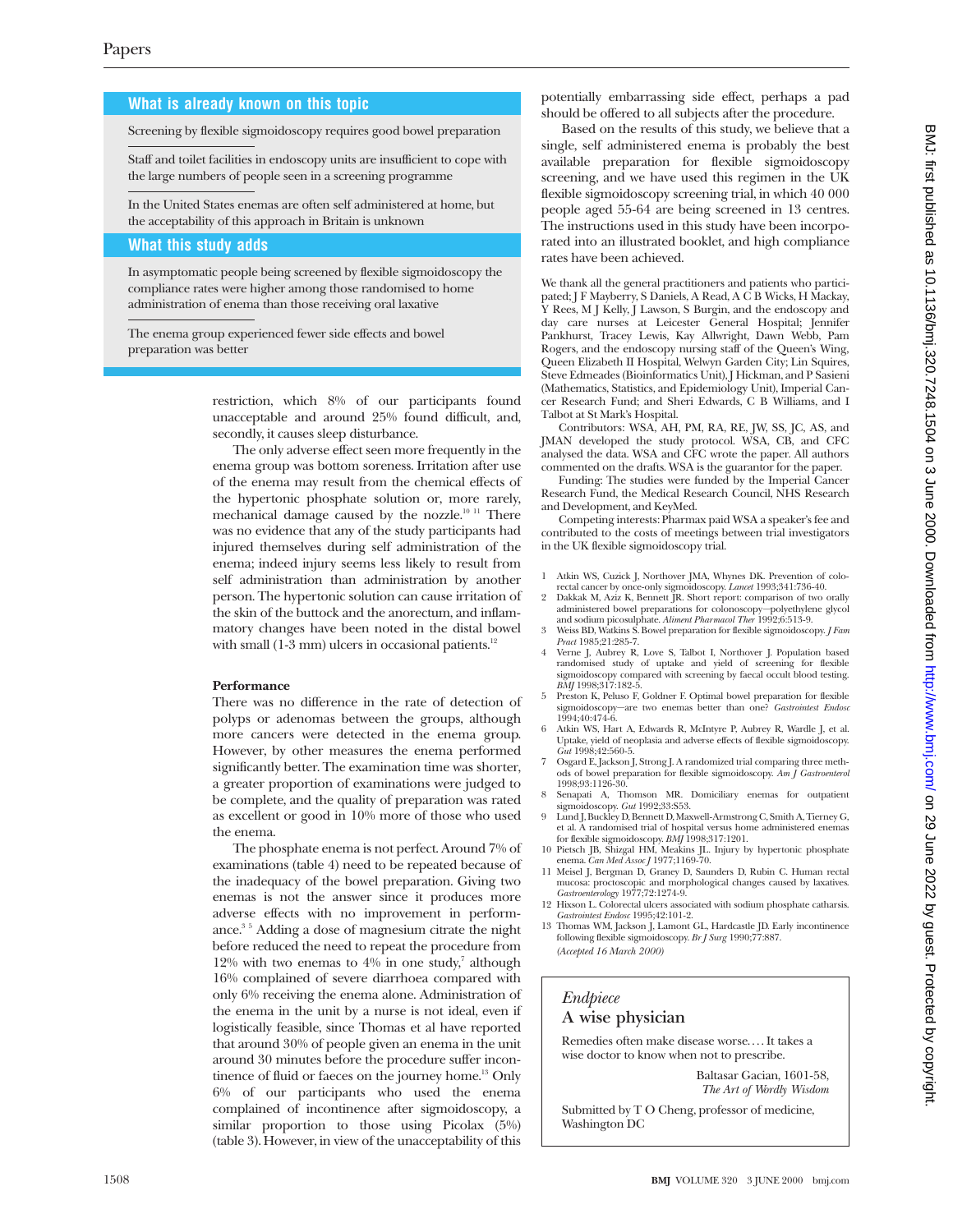## What is already known on this topic

Screening by flexible sigmoidoscopy requires good bowel preparation

Staff and toilet facilities in endoscopy units are insufficient to cope with the large numbers of people seen in a screening programme

In the United States enemas are often self administered at home, but the acceptability of this approach in Britain is unknown

## What this study adds

In asymptomatic people being screened by flexible sigmoidoscopy the compliance rates were higher among those randomised to home administration of enema than those receiving oral laxative

The enema group experienced fewer side effects and bowel preparation was better

restriction, which 8% of our participants found unacceptable and around 25% found difficult, and, secondly, it causes sleep disturbance.

The only adverse effect seen more frequently in the enema group was bottom soreness. Irritation after use of the enema may result from the chemical effects of the hypertonic phosphate solution or, more rarely, mechanical damage caused by the nozzle.[10 11] There was no evidence that any of the study participants had injured themselves during self administration of the enema; indeed injury seems less likely to result from self administration than administration by another person. The hypertonic solution can cause irritation of the skin of the buttock and the anorectum, and inflammatory changes have been noted in the distal bowel with small (1-3 mm) ulcers in occasional patients.[12]

### Performance

There was no difference in the rate of detection of polyps or adenomas between the groups, although more cancers were detected in the enema group. However, by other measures the enema performed significantly better. The examination time was shorter, a greater proportion of examinations were judged to be complete, and the quality of preparation was rated as excellent or good in 10% more of those who used the enema.

The phosphate enema is not perfect. Around 7% of examinations (table 4) need to be repeated because of the inadequacy of the bowel preparation. Giving two enemas is not the answer since it produces more adverse effects with no improvement in performance.[3 5] Adding a dose of magnesium citrate the night before reduced the need to repeat the procedure from 12% with two enemas to 4% in one study,[7] although 16% complained of severe diarrhoea compared with only 6% receiving the enema alone. Administration of the enema in the unit by a nurse is not ideal, even if logistically feasible, since Thomas et al have reported that around 30% of people given an enema in the unit around 30 minutes before the procedure suffer incontinence of fluid or faeces on the journey home.[13] Only 6% of our participants who used the enema complained of incontinence after sigmoidoscopy, a similar proportion to those using Picolax (5%) (table 3). However, in view of the unacceptability of this potentially embarrassing side effect, perhaps a pad should be offered to all subjects after the procedure.

Based on the results of this study, we believe that a single, self administered enema is probably the best available preparation for flexible sigmoidoscopy screening, and we have used this regimen in the UK flexible sigmoidoscopy screening trial, in which 40 000 people aged 55-64 are being screened in 13 centres. The instructions used in this study have been incorporated into an illustrated booklet, and high compliance rates have been achieved.

We thank all the general practitioners and patients who participated; J F Mayberry, S Daniels, A Read, A C B Wicks, H Mackay, Y Rees, M J Kelly, J Lawson, S Burgin, and the endoscopy and day care nurses at Leicester General Hospital; Jennifer Pankhurst, Tracey Lewis, Kay Allwright, Dawn Webb, Pam Rogers, and the endoscopy nursing staff of the Queen's Wing, Queen Elizabeth II Hospital, Welwyn Garden City; Lin Squires, Steve Edmeades (Bioinformatics Unit), J Hickman, and P Sasieni (Mathematics, Statistics, and Epidemiology Unit), Imperial Cancer Research Fund; and Sheri Edwards, C B Williams, and I Talbot at St Mark's Hospital.

Contributors: WSA, AH, PM, RA, RE, JW, SS, JC, AS, and JMAN developed the study protocol. WSA, CB, and CFC analysed the data. WSA and CFC wrote the paper. All authors commented on the drafts. WSA is the guarantor for the paper.

Funding: The studies were funded by the Imperial Cancer Research Fund, the Medical Research Council, NHS Research and Development, and KeyMed.

Competing interests: Pharmax paid WSA a speaker's fee and contributed to the costs of meetings between trial investigators in the UK flexible sigmoidoscopy trial.

1. Atkin WS, Cuzick J, Northover JMA, Whynes DK. Prevention of colorectal cancer by once-only sigmoidoscopy. *Lancet* 1993;341:736-40.
2. Dakkak M, Aziz K, Bennett JR. Short report: comparison of two orally administered bowel preparations for colonoscopy—polyethylene glycol and sodium picosulphate. *Aliment Pharmacol Ther* 1992;6:513-9.
3. Weiss BD, Watkins S. Bowel preparation for flexible sigmoidoscopy. *J Fam Pract* 1985;21:285-7.
4. Verne J, Aubrey R, Love S, Talbot I, Northover J. Population based randomised study of uptake and yield of screening for flexible sigmoidoscopy compared with screening by faecal occult blood testing. *BMJ* 1998;317:182-5.
5. Preston K, Peluso F, Goldner F. Optimal bowel preparation for flexible sigmoidoscopy—are two enemas better than one? *Gastrointest Endosc* 1994;40:474-6.
6. Atkin WS, Hart A, Edwards R, McIntyre P, Aubrey R, Wardle J, et al. Uptake, yield of neoplasia and adverse effects of flexible sigmoidoscopy. *Gut* 1998;42:560-5.
7. Osgard E, Jackson J, Strong J. A randomized trial comparing three methods of bowel preparation for flexible sigmoidoscopy. *Am J Gastroenterol* 1998;93:1126-30.
8. Senapati A, Thomson MR. Domiciliary enemas for outpatient sigmoidoscopy. *Gut* 1992;33:S53.
9. Lund J, Buckley D, Bennett D, Maxwell-Armstrong C, Smith A, Tierney G, et al. A randomised trial of hospital versus home administered enemas for flexible sigmoidoscopy. *BMJ* 1998;317:1201.
10. Pietsch JB, Shizgal HM, Meakins JL. Injury by hypertonic phosphate enema. *Can Med Assoc J* 1977;1169-70.
11. Meisel J, Bergman D, Graney D, Saunders D, Rubin C. Human rectal mucosa: proctoscopic and morphological changes caused by laxatives. *Gastroenterology* 1977;72:1274-9.
12. Hixson L. Colorectal ulcers associated with sodium phosphate catharsis. *Gastrointest Endosc* 1995;42:101-2.
13. Thomas WM, Jackson J, Lamont GL, Hardcastle JD. Early incontinence following flexible sigmoidoscopy. *Br J Surg* 1990;77:887.

*(Accepted 16 March 2000)*

*Endpiece*

**A wise physician**

Remedies often make disease worse.... It takes a wise doctor to know when not to prescribe.

Baltasar Gacian, 1601-58,
*The Art of Wordly Wisdom*

Submitted by T O Cheng, professor of medicine, Washington DC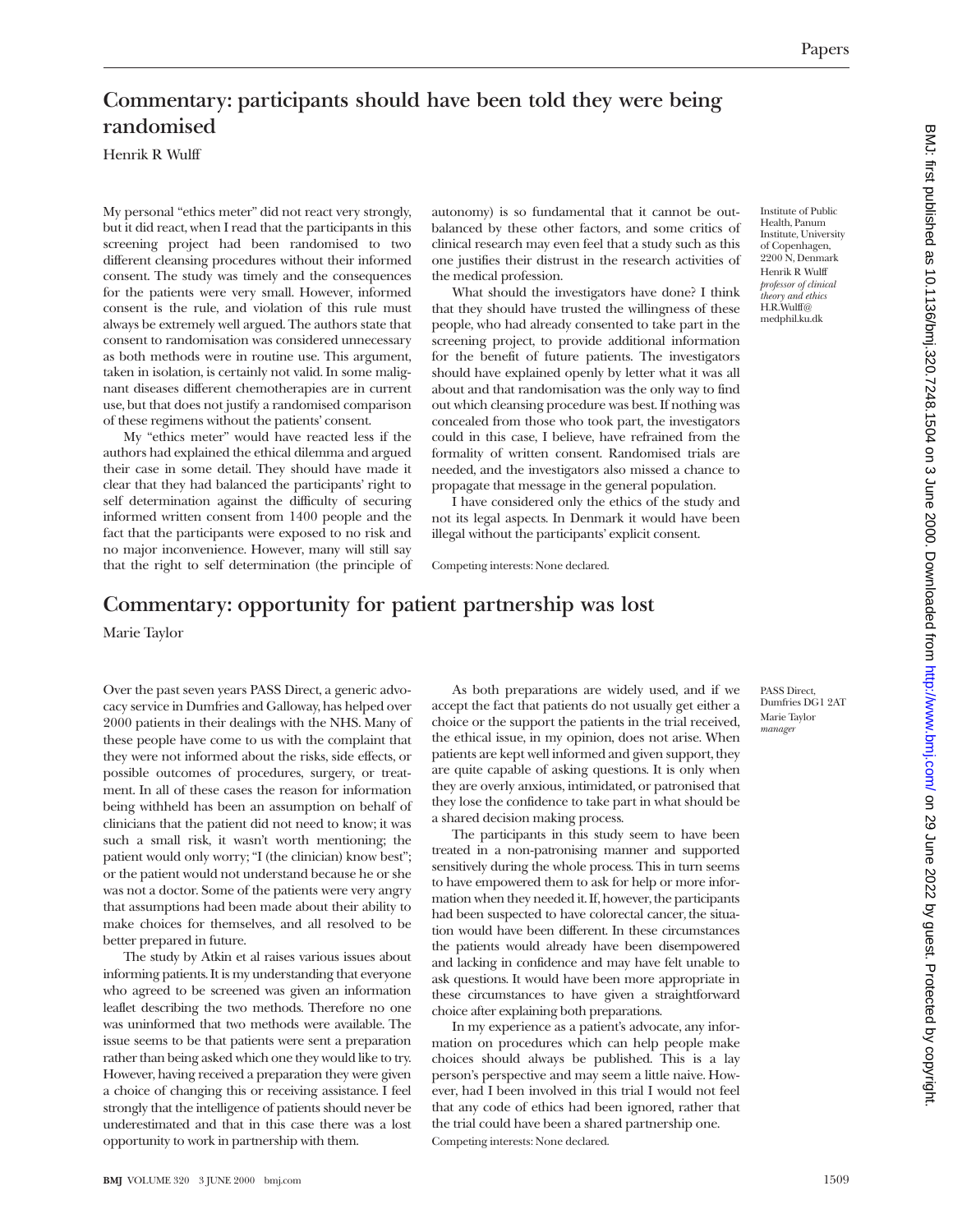## Commentary: participants should have been told they were being randomised

Henrik R Wulff

Institute of Public Health, Panum Institute, University of Copenhagen, 2200 N, Denmark
Henrik R Wulff
*professor of clinical theory and ethics*
H.R.Wulff@medphil.ku.dk

My personal "ethics meter" did not react very strongly, but it did react, when I read that the participants in this screening project had been randomised to two different cleansing procedures without their informed consent. The study was timely and the consequences for the patients were very small. However, informed consent is the rule, and violation of this rule must always be extremely well argued. The authors state that consent to randomisation was considered unnecessary as both methods were in routine use. This argument, taken in isolation, is certainly not valid. In some malignant diseases different chemotherapies are in current use, but that does not justify a randomised comparison of these regimens without the patients' consent.

My "ethics meter" would have reacted less if the authors had explained the ethical dilemma and argued their case in some detail. They should have made it clear that they had balanced the participants' right to self determination against the difficulty of securing informed written consent from 1400 people and the fact that the participants were exposed to no risk and no major inconvenience. However, many will still say that the right to self determination (the principle of autonomy) is so fundamental that it cannot be outbalanced by these other factors, and some critics of clinical research may even feel that a study such as this one justifies their distrust in the research activities of the medical profession.

What should the investigators have done? I think that they should have trusted the willingness of these people, who had already consented to take part in the screening project, to provide additional information for the benefit of future patients. The investigators should have explained openly by letter what it was all about and that randomisation was the only way to find out which cleansing procedure was best. If nothing was concealed from those who took part, the investigators could in this case, I believe, have refrained from the formality of written consent. Randomised trials are needed, and the investigators also missed a chance to propagate that message in the general population.

I have considered only the ethics of the study and not its legal aspects. In Denmark it would have been illegal without the participants' explicit consent.

Competing interests: None declared.

## Commentary: opportunity for patient partnership was lost

Marie Taylor

PASS Direct, Dumfries DG1 2AT
Marie Taylor
*manager*

Over the past seven years PASS Direct, a generic advocacy service in Dumfries and Galloway, has helped over 2000 patients in their dealings with the NHS. Many of these people have come to us with the complaint that they were not informed about the risks, side effects, or possible outcomes of procedures, surgery, or treatment. In all of these cases the reason for information being withheld has been an assumption on behalf of clinicians that the patient did not need to know; it was such a small risk, it wasn't worth mentioning; the patient would only worry; "I (the clinician) know best"; or the patient would not understand because he or she was not a doctor. Some of the patients were very angry that assumptions had been made about their ability to make choices for themselves, and all resolved to be better prepared in future.

The study by Atkin et al raises various issues about informing patients. It is my understanding that everyone who agreed to be screened was given an information leaflet describing the two methods. Therefore no one was uninformed that two methods were available. The issue seems to be that patients were sent a preparation rather than being asked which one they would like to try. However, having received a preparation they were given a choice of changing this or receiving assistance. I feel strongly that the intelligence of patients should never be underestimated and that in this case there was a lost opportunity to work in partnership with them.

As both preparations are widely used, and if we accept the fact that patients do not usually get either a choice or the support the patients in the trial received, the ethical issue, in my opinion, does not arise. When patients are kept well informed and given support, they are quite capable of asking questions. It is only when they are overly anxious, intimidated, or patronised that they lose the confidence to take part in what should be a shared decision making process.

The participants in this study seem to have been treated in a non-patronising manner and supported sensitively during the whole process. This in turn seems to have empowered them to ask for help or more information when they needed it. If, however, the participants had been suspected to have colorectal cancer, the situation would have been different. In these circumstances the patients would already have been disempowered and lacking in confidence and may have felt unable to ask questions. It would have been more appropriate in these circumstances to have given a straightforward choice after explaining both preparations.

In my experience as a patient's advocate, any information on procedures which can help people make choices should always be published. This is a lay person's perspective and may seem a little naive. However, had I been involved in this trial I would not feel that any code of ethics had been ignored, rather that the trial could have been a shared partnership one.

Competing interests: None declared.